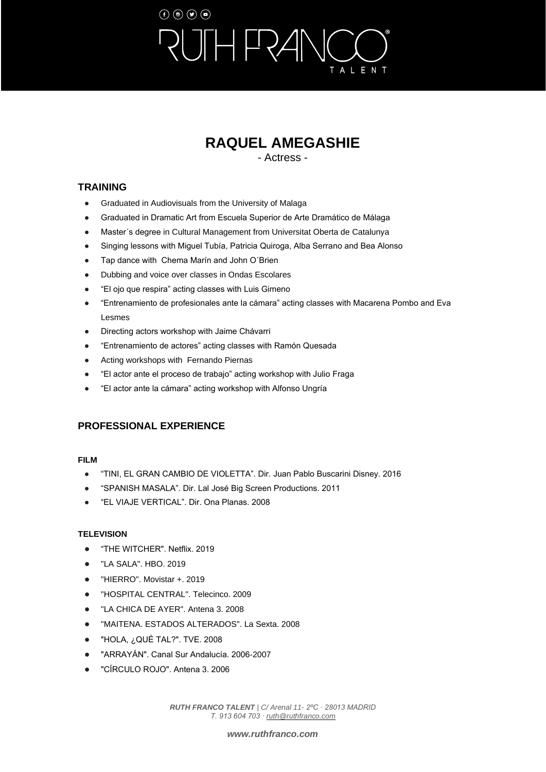# RAQUEL AMEGASHIE

- Actress -

## TRAINING

- Graduated in Audiovisuals from the University of Malaga
- Graduated in Dramatic Art from Escuela Superior de Arte Dramático de Málaga
- Master´s degree in Cultural Management from Universitat Oberta de Catalunya
- Singing lessons with Miguel Tubía, Patricia Quiroga, Alba Serrano and Bea Alonso
- Tap dance with Chema Marín and John O´Brien
- Dubbing and voice over classes in Ondas Escolares
- "El ojo que respira" acting classes with Luis Gimeno
- "Entrenamiento de profesionales ante la cámara" acting classes with Macarena Pombo and Eva Lesmes
- Directing actors workshop with Jaime Chávarri
- "Entrenamiento de actores" acting classes with Ramón Quesada
- Acting workshops with Fernando Piernas
- "El actor ante el proceso de trabajo" acting workshop with Julio Fraga
- "El actor ante la cámara" acting workshop with Alfonso Ungría

## PROFESSIONAL EXPERIENCE

### FILM

- "TINI, EL GRAN CAMBIO DE VIOLETTA". Dir. Juan Pablo Buscarini Disney. 2016
- "SPANISH MASALA". Dir. Lal José Big Screen Productions. 2011
- "EL VIAJE VERTICAL". Dir. Ona Planas. 2008

### TELEVISION

- "THE WITCHER". Netflix. 2019
- "LA SALA". HBO. 2019
- "HIERRO". Movistar +. 2019
- "HOSPITAL CENTRAL". Telecinco. 2009
- "LA CHICA DE AYER". Antena 3. 2008
- "MAITENA. ESTADOS ALTERADOS". La Sexta. 2008
- "HOLA, ¿QUÉ TAL?". TVE. 2008
- "ARRAYÁN". Canal Sur Andalucía. 2006-2007
- "CÍRCULO ROJO". Antena 3. 2006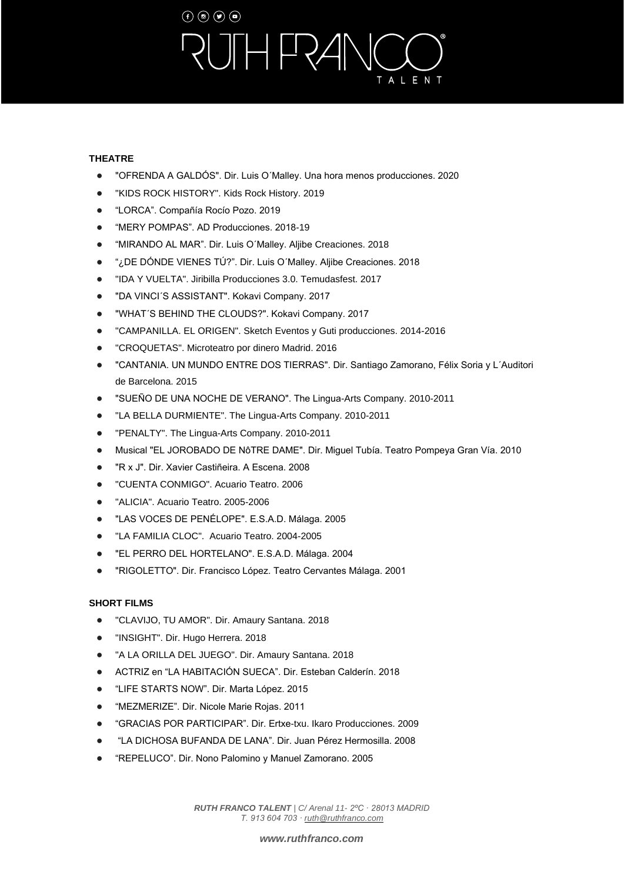**THEATRE**

- "OFRENDA A GALDÓS". Dir. Luis O´Malley. Una hora menos producciones. 2020
- "KIDS ROCK HISTORY". Kids Rock History. 2019
- "LORCA". Compañía Rocío Pozo. 2019
- "MERY POMPAS". AD Producciones. 2018-19
- "MIRANDO AL MAR". Dir. Luis O´Malley. Aljibe Creaciones. 2018
- "¿DE DÓNDE VIENES TÚ?". Dir. Luis O´Malley. Aljibe Creaciones. 2018
- "IDA Y VUELTA". Jiribilla Producciones 3.0. Temudasfest. 2017
- "DA VINCI´S ASSISTANT". Kokavi Company. 2017
- "WHAT´S BEHIND THE CLOUDS?". Kokavi Company. 2017
- "CAMPANILLA. EL ORIGEN". Sketch Eventos y Guti producciones. 2014-2016
- "CROQUETAS". Microteatro por dinero Madrid. 2016
- "CANTANIA. UN MUNDO ENTRE DOS TIERRAS". Dir. Santiago Zamorano, Félix Soria y L´Auditori de Barcelona. 2015
- "SUEÑO DE UNA NOCHE DE VERANO". The Lingua-Arts Company. 2010-2011
- "LA BELLA DURMIENTE". The Lingua-Arts Company. 2010-2011
- "PENALTY". The Lingua-Arts Company. 2010-2011
- Musical "EL JOROBADO DE NôTRE DAME". Dir. Miguel Tubía. Teatro Pompeya Gran Vía. 2010
- "R x J". Dir. Xavier Castiñeira. A Escena. 2008
- "CUENTA CONMIGO". Acuario Teatro. 2006
- "ALICIA". Acuario Teatro. 2005-2006
- "LAS VOCES DE PENÉLOPE". E.S.A.D. Málaga. 2005
- "LA FAMILIA CLOC". Acuario Teatro. 2004-2005
- "EL PERRO DEL HORTELANO". E.S.A.D. Málaga. 2004
- "RIGOLETTO". Dir. Francisco López. Teatro Cervantes Málaga. 2001

**SHORT FILMS**

- "CLAVIJO, TU AMOR". Dir. Amaury Santana. 2018
- "INSIGHT". Dir. Hugo Herrera. 2018
- "A LA ORILLA DEL JUEGO". Dir. Amaury Santana. 2018
- ACTRIZ en "LA HABITACIÓN SUECA". Dir. Esteban Calderín. 2018
- "LIFE STARTS NOW". Dir. Marta López. 2015
- "MEZMERIZE". Dir. Nicole Marie Rojas. 2011
- "GRACIAS POR PARTICIPAR". Dir. Ertxe-txu. Ikaro Producciones. 2009
- "LA DICHOSA BUFANDA DE LANA". Dir. Juan Pérez Hermosilla. 2008
- "REPELUCO". Dir. Nono Palomino y Manuel Zamorano. 2005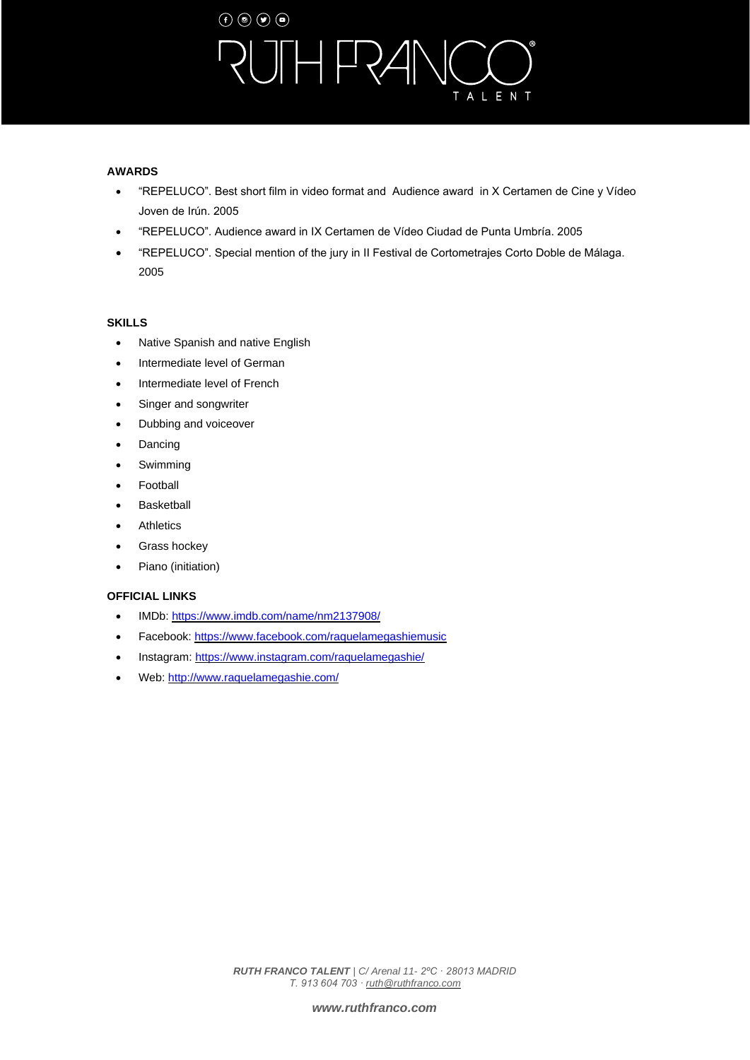## AWARDS

- “REPELUCO”. Best short film in video format and Audience award in X Certamen de Cine y Vídeo Joven de Irún. 2005
- “REPELUCO”. Audience award in IX Certamen de Vídeo Ciudad de Punta Umbría. 2005
- “REPELUCO”. Special mention of the jury in II Festival de Cortometrajes Corto Doble de Málaga. 2005

## SKILLS

- Native Spanish and native English
- Intermediate level of German
- Intermediate level of French
- Singer and songwriter
- Dubbing and voiceover
- Dancing
- Swimming
- Football
- Basketball
- Athletics
- Grass hockey
- Piano (initiation)

## OFFICIAL LINKS

- IMDb: https://www.imdb.com/name/nm2137908/
- Facebook: https://www.facebook.com/raquelamegashiemusic
- Instagram: https://www.instagram.com/raquelamegashie/
- Web: http://www.raquelamegashie.com/